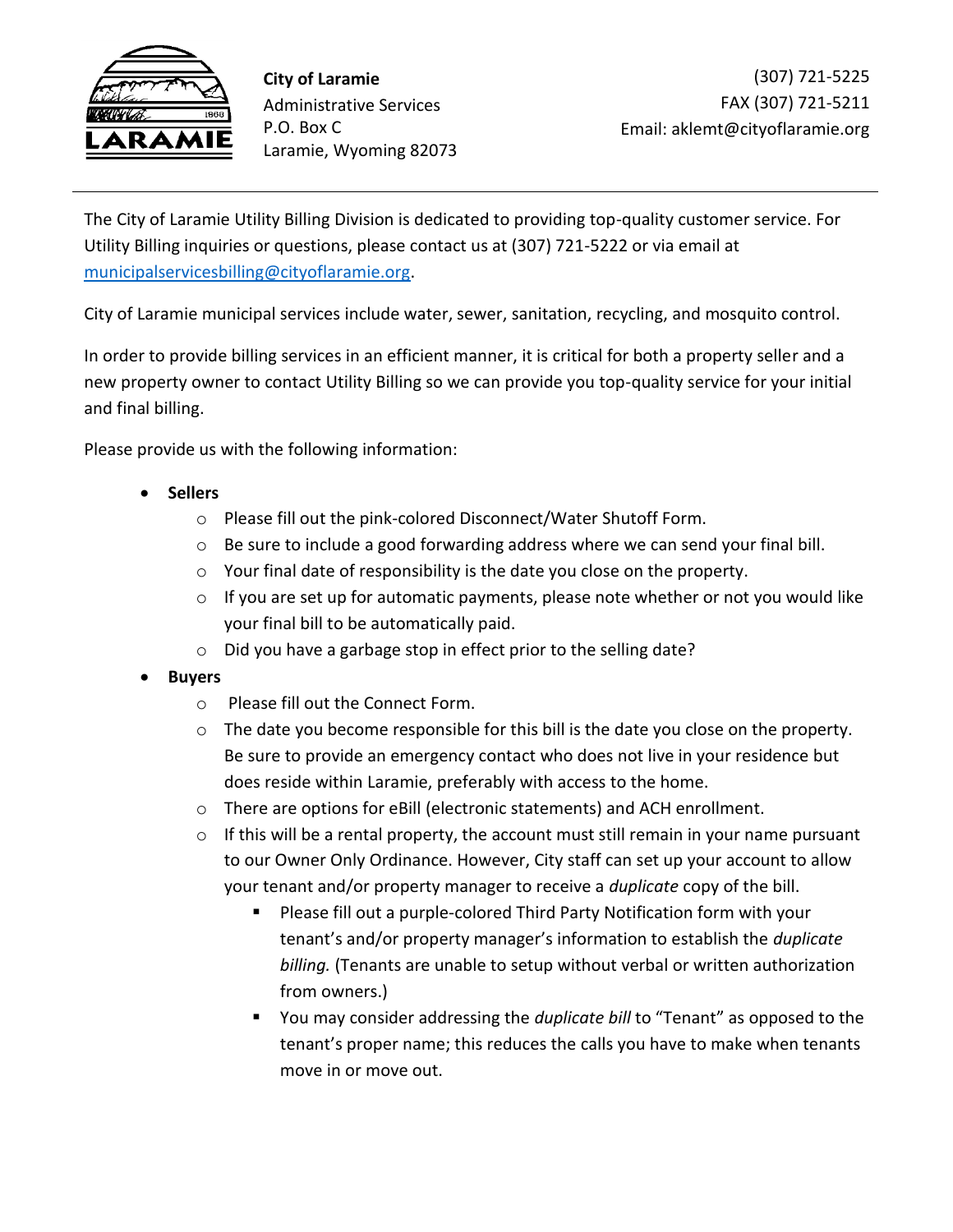**City of Laramie**
Administrative Services
P.O. Box C
Laramie, Wyoming 82073

(307) 721-5225
FAX (307) 721-5211
Email: aklemt@cityoflaramie.org

---

The City of Laramie Utility Billing Division is dedicated to providing top-quality customer service. For Utility Billing inquiries or questions, please contact us at (307) 721-5222 or via email at municipalservicesbilling@cityoflaramie.org.

City of Laramie municipal services include water, sewer, sanitation, recycling, and mosquito control.

In order to provide billing services in an efficient manner, it is critical for both a property seller and a new property owner to contact Utility Billing so we can provide you top-quality service for your initial and final billing.

Please provide us with the following information:

- **Sellers**
  - Please fill out the pink-colored Disconnect/Water Shutoff Form.
  - Be sure to include a good forwarding address where we can send your final bill.
  - Your final date of responsibility is the date you close on the property.
  - If you are set up for automatic payments, please note whether or not you would like your final bill to be automatically paid.
  - Did you have a garbage stop in effect prior to the selling date?
- **Buyers**
  - Please fill out the Connect Form.
  - The date you become responsible for this bill is the date you close on the property. Be sure to provide an emergency contact who does not live in your residence but does reside within Laramie, preferably with access to the home.
  - There are options for eBill (electronic statements) and ACH enrollment.
  - If this will be a rental property, the account must still remain in your name pursuant to our Owner Only Ordinance. However, City staff can set up your account to allow your tenant and/or property manager to receive a *duplicate* copy of the bill.
    - Please fill out a purple-colored Third Party Notification form with your tenant's and/or property manager's information to establish the *duplicate billing.* (Tenants are unable to setup without verbal or written authorization from owners.)
    - You may consider addressing the *duplicate bill* to "Tenant" as opposed to the tenant's proper name; this reduces the calls you have to make when tenants move in or move out.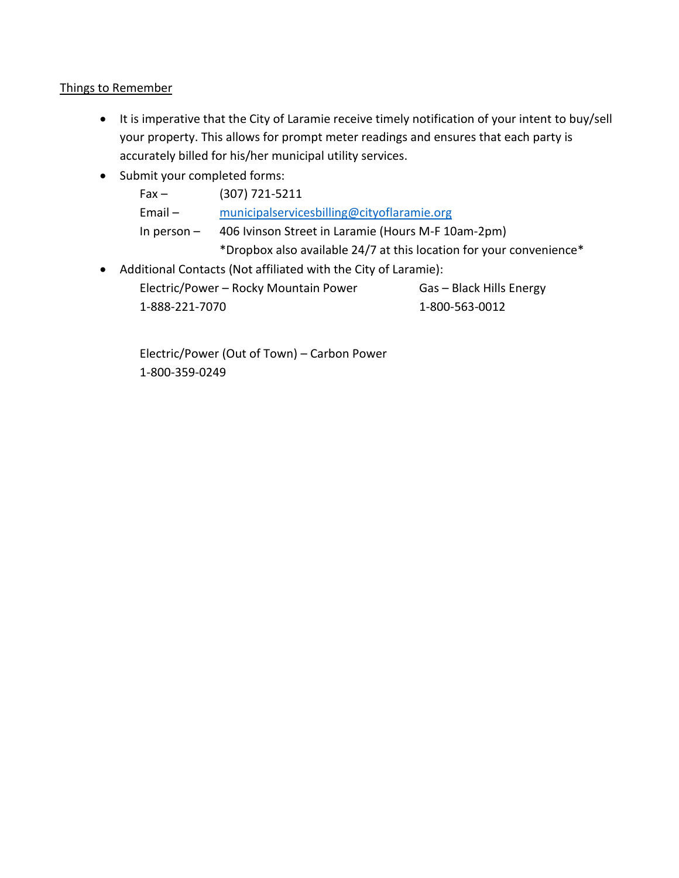<u>Things to Remember</u>

- It is imperative that the City of Laramie receive timely notification of your intent to buy/sell your property. This allows for prompt meter readings and ensures that each party is accurately billed for his/her municipal utility services.
- Submit your completed forms:

  Fax – (307) 721-5211

  Email – municipalservicesbilling@cityoflaramie.org

  In person – 406 Ivinson Street in Laramie (Hours M-F 10am-2pm)

  *Dropbox also available 24/7 at this location for your convenience*
- Additional Contacts (Not affiliated with the City of Laramie):

  Electric/Power – Rocky Mountain Power
  1-888-221-7070

  Gas – Black Hills Energy
  1-800-563-0012

  Electric/Power (Out of Town) – Carbon Power
  1-800-359-0249